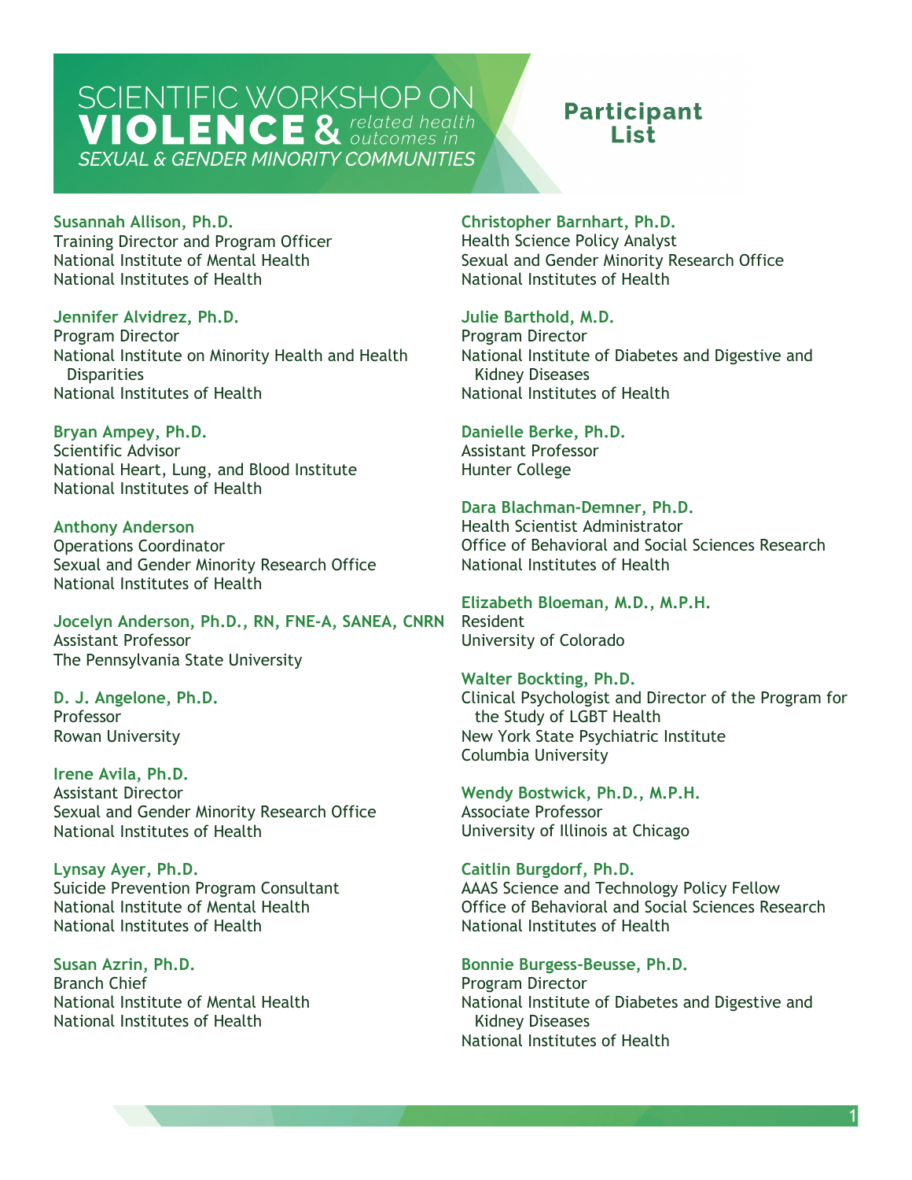# SCIENTIFIC WORKSHOP ON VIOLENCE & *related health outcomes in* *SEXUAL & GENDER MINORITY COMMUNITIES*

## Participant List

**Susannah Allison, Ph.D.**
Training Director and Program Officer
National Institute of Mental Health
National Institutes of Health

**Jennifer Alvidrez, Ph.D.**
Program Director
National Institute on Minority Health and Health Disparities
National Institutes of Health

**Bryan Ampey, Ph.D.**
Scientific Advisor
National Heart, Lung, and Blood Institute
National Institutes of Health

**Anthony Anderson**
Operations Coordinator
Sexual and Gender Minority Research Office
National Institutes of Health

**Jocelyn Anderson, Ph.D., RN, FNE-A, SANEA, CNRN**
Assistant Professor
The Pennsylvania State University

**D. J. Angelone, Ph.D.**
Professor
Rowan University

**Irene Avila, Ph.D.**
Assistant Director
Sexual and Gender Minority Research Office
National Institutes of Health

**Lynsay Ayer, Ph.D.**
Suicide Prevention Program Consultant
National Institute of Mental Health
National Institutes of Health

**Susan Azrin, Ph.D.**
Branch Chief
National Institute of Mental Health
National Institutes of Health

**Christopher Barnhart, Ph.D.**
Health Science Policy Analyst
Sexual and Gender Minority Research Office
National Institutes of Health

**Julie Barthold, M.D.**
Program Director
National Institute of Diabetes and Digestive and Kidney Diseases
National Institutes of Health

**Danielle Berke, Ph.D.**
Assistant Professor
Hunter College

**Dara Blachman-Demner, Ph.D.**
Health Scientist Administrator
Office of Behavioral and Social Sciences Research
National Institutes of Health

**Elizabeth Bloeman, M.D., M.P.H.**
Resident
University of Colorado

**Walter Bockting, Ph.D.**
Clinical Psychologist and Director of the Program for the Study of LGBT Health
New York State Psychiatric Institute
Columbia University

**Wendy Bostwick, Ph.D., M.P.H.**
Associate Professor
University of Illinois at Chicago

**Caitlin Burgdorf, Ph.D.**
AAAS Science and Technology Policy Fellow
Office of Behavioral and Social Sciences Research
National Institutes of Health

**Bonnie Burgess-Beusse, Ph.D.**
Program Director
National Institute of Diabetes and Digestive and Kidney Diseases
National Institutes of Health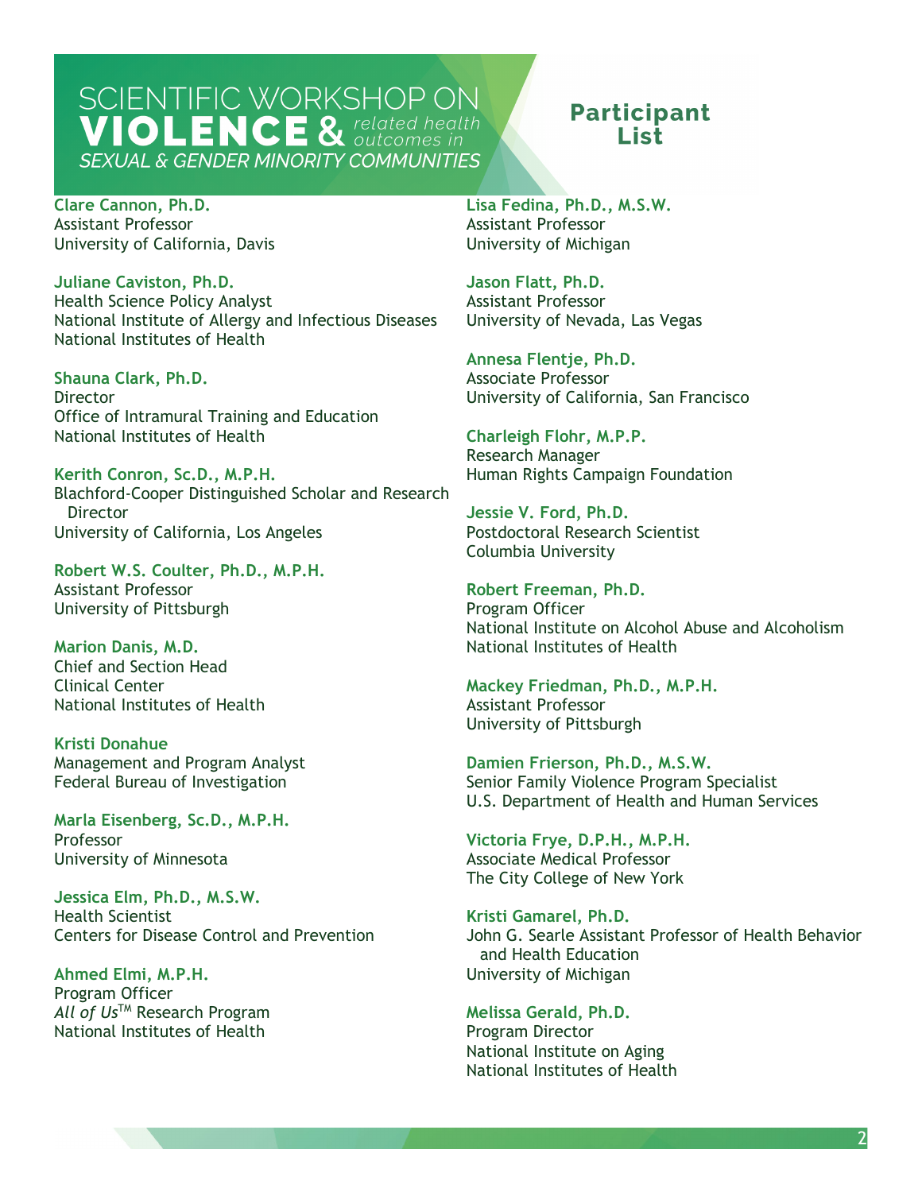# SCIENTIFIC WORKSHOP ON VIOLENCE & *related health outcomes in* *SEXUAL & GENDER MINORITY COMMUNITIES*

## Participant List

**Clare Cannon, Ph.D.**
Assistant Professor
University of California, Davis

**Juliane Caviston, Ph.D.**
Health Science Policy Analyst
National Institute of Allergy and Infectious Diseases
National Institutes of Health

**Shauna Clark, Ph.D.**
Director
Office of Intramural Training and Education
National Institutes of Health

**Kerith Conron, Sc.D., M.P.H.**
Blachford-Cooper Distinguished Scholar and Research Director
University of California, Los Angeles

**Robert W.S. Coulter, Ph.D., M.P.H.**
Assistant Professor
University of Pittsburgh

**Marion Danis, M.D.**
Chief and Section Head
Clinical Center
National Institutes of Health

**Kristi Donahue**
Management and Program Analyst
Federal Bureau of Investigation

**Marla Eisenberg, Sc.D., M.P.H.**
Professor
University of Minnesota

**Jessica Elm, Ph.D., M.S.W.**
Health Scientist
Centers for Disease Control and Prevention

**Ahmed Elmi, M.P.H.**
Program Officer
*All of Us*™ Research Program
National Institutes of Health

**Lisa Fedina, Ph.D., M.S.W.**
Assistant Professor
University of Michigan

**Jason Flatt, Ph.D.**
Assistant Professor
University of Nevada, Las Vegas

**Annesa Flentje, Ph.D.**
Associate Professor
University of California, San Francisco

**Charleigh Flohr, M.P.P.**
Research Manager
Human Rights Campaign Foundation

**Jessie V. Ford, Ph.D.**
Postdoctoral Research Scientist
Columbia University

**Robert Freeman, Ph.D.**
Program Officer
National Institute on Alcohol Abuse and Alcoholism
National Institutes of Health

**Mackey Friedman, Ph.D., M.P.H.**
Assistant Professor
University of Pittsburgh

**Damien Frierson, Ph.D., M.S.W.**
Senior Family Violence Program Specialist
U.S. Department of Health and Human Services

**Victoria Frye, D.P.H., M.P.H.**
Associate Medical Professor
The City College of New York

**Kristi Gamarel, Ph.D.**
John G. Searle Assistant Professor of Health Behavior and Health Education
University of Michigan

**Melissa Gerald, Ph.D.**
Program Director
National Institute on Aging
National Institutes of Health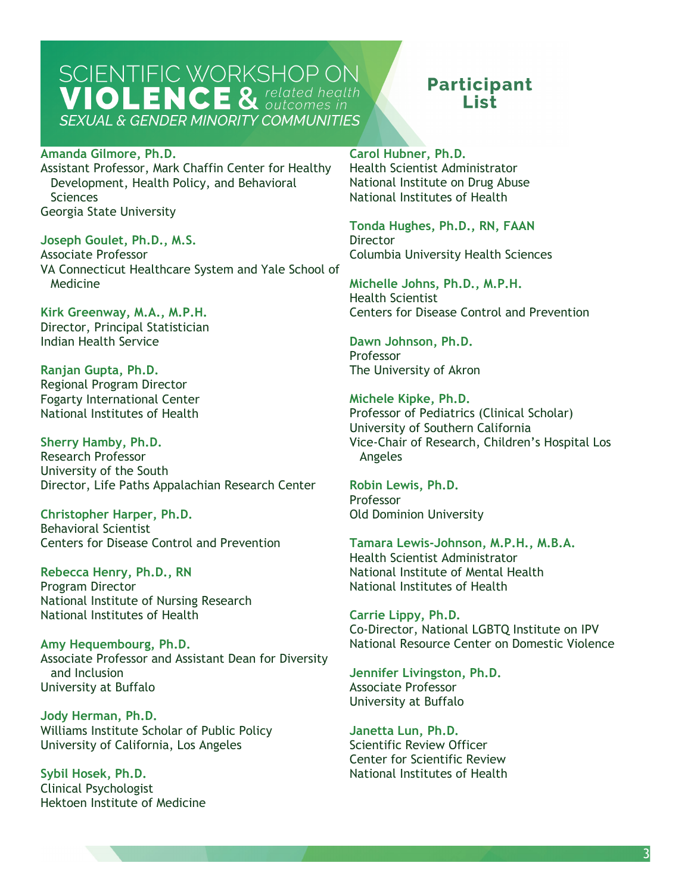# SCIENTIFIC WORKSHOP ON VIOLENCE & *related health outcomes in* *SEXUAL & GENDER MINORITY COMMUNITIES*

## Participant List

**Amanda Gilmore, Ph.D.**
Assistant Professor, Mark Chaffin Center for Healthy Development, Health Policy, and Behavioral Sciences
Georgia State University

**Joseph Goulet, Ph.D., M.S.**
Associate Professor
VA Connecticut Healthcare System and Yale School of Medicine

**Kirk Greenway, M.A., M.P.H.**
Director, Principal Statistician
Indian Health Service

**Ranjan Gupta, Ph.D.**
Regional Program Director
Fogarty International Center
National Institutes of Health

**Sherry Hamby, Ph.D.**
Research Professor
University of the South
Director, Life Paths Appalachian Research Center

**Christopher Harper, Ph.D.**
Behavioral Scientist
Centers for Disease Control and Prevention

**Rebecca Henry, Ph.D., RN**
Program Director
National Institute of Nursing Research
National Institutes of Health

**Amy Hequembourg, Ph.D.**
Associate Professor and Assistant Dean for Diversity and Inclusion
University at Buffalo

**Jody Herman, Ph.D.**
Williams Institute Scholar of Public Policy
University of California, Los Angeles

**Sybil Hosek, Ph.D.**
Clinical Psychologist
Hektoen Institute of Medicine

**Carol Hubner, Ph.D.**
Health Scientist Administrator
National Institute on Drug Abuse
National Institutes of Health

**Tonda Hughes, Ph.D., RN, FAAN**
Director
Columbia University Health Sciences

**Michelle Johns, Ph.D., M.P.H.**
Health Scientist
Centers for Disease Control and Prevention

**Dawn Johnson, Ph.D.**
Professor
The University of Akron

**Michele Kipke, Ph.D.**
Professor of Pediatrics (Clinical Scholar)
University of Southern California
Vice-Chair of Research, Children's Hospital Los Angeles

**Robin Lewis, Ph.D.**
Professor
Old Dominion University

**Tamara Lewis-Johnson, M.P.H., M.B.A.**
Health Scientist Administrator
National Institute of Mental Health
National Institutes of Health

**Carrie Lippy, Ph.D.**
Co-Director, National LGBTQ Institute on IPV
National Resource Center on Domestic Violence

**Jennifer Livingston, Ph.D.**
Associate Professor
University at Buffalo

**Janetta Lun, Ph.D.**
Scientific Review Officer
Center for Scientific Review
National Institutes of Health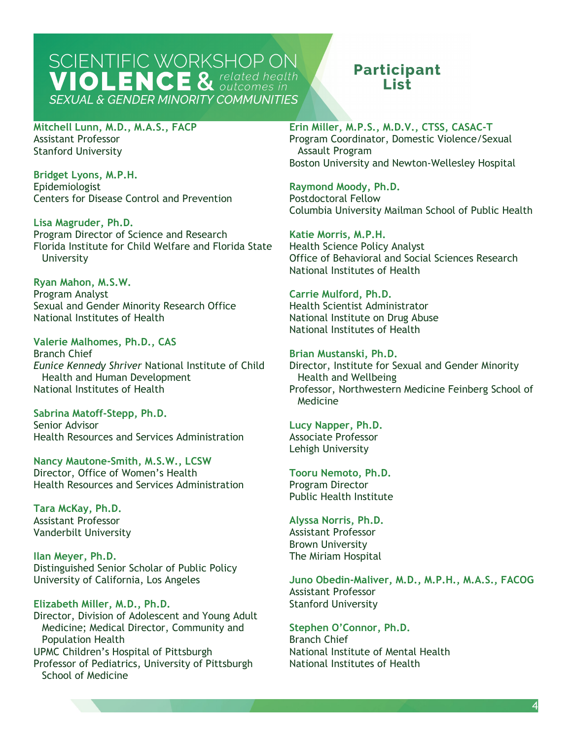# SCIENTIFIC WORKSHOP ON VIOLENCE & *related health outcomes in* SEXUAL & GENDER MINORITY COMMUNITIES

## Participant List

**Mitchell Lunn, M.D., M.A.S., FACP**
Assistant Professor
Stanford University

**Bridget Lyons, M.P.H.**
Epidemiologist
Centers for Disease Control and Prevention

**Lisa Magruder, Ph.D.**
Program Director of Science and Research
Florida Institute for Child Welfare and Florida State University

**Ryan Mahon, M.S.W.**
Program Analyst
Sexual and Gender Minority Research Office
National Institutes of Health

**Valerie Malhomes, Ph.D., CAS**
Branch Chief
*Eunice Kennedy Shriver* National Institute of Child Health and Human Development
National Institutes of Health

**Sabrina Matoff-Stepp, Ph.D.**
Senior Advisor
Health Resources and Services Administration

**Nancy Mautone-Smith, M.S.W., LCSW**
Director, Office of Women's Health
Health Resources and Services Administration

**Tara McKay, Ph.D.**
Assistant Professor
Vanderbilt University

**Ilan Meyer, Ph.D.**
Distinguished Senior Scholar of Public Policy
University of California, Los Angeles

**Elizabeth Miller, M.D., Ph.D.**
Director, Division of Adolescent and Young Adult Medicine; Medical Director, Community and Population Health
UPMC Children's Hospital of Pittsburgh
Professor of Pediatrics, University of Pittsburgh School of Medicine

**Erin Miller, M.P.S., M.D.V., CTSS, CASAC-T**
Program Coordinator, Domestic Violence/Sexual Assault Program
Boston University and Newton-Wellesley Hospital

**Raymond Moody, Ph.D.**
Postdoctoral Fellow
Columbia University Mailman School of Public Health

**Katie Morris, M.P.H.**
Health Science Policy Analyst
Office of Behavioral and Social Sciences Research
National Institutes of Health

**Carrie Mulford, Ph.D.**
Health Scientist Administrator
National Institute on Drug Abuse
National Institutes of Health

**Brian Mustanski, Ph.D.**
Director, Institute for Sexual and Gender Minority Health and Wellbeing
Professor, Northwestern Medicine Feinberg School of Medicine

**Lucy Napper, Ph.D.**
Associate Professor
Lehigh University

**Tooru Nemoto, Ph.D.**
Program Director
Public Health Institute

**Alyssa Norris, Ph.D.**
Assistant Professor
Brown University
The Miriam Hospital

**Juno Obedin-Maliver, M.D., M.P.H., M.A.S., FACOG**
Assistant Professor
Stanford University

**Stephen O'Connor, Ph.D.**
Branch Chief
National Institute of Mental Health
National Institutes of Health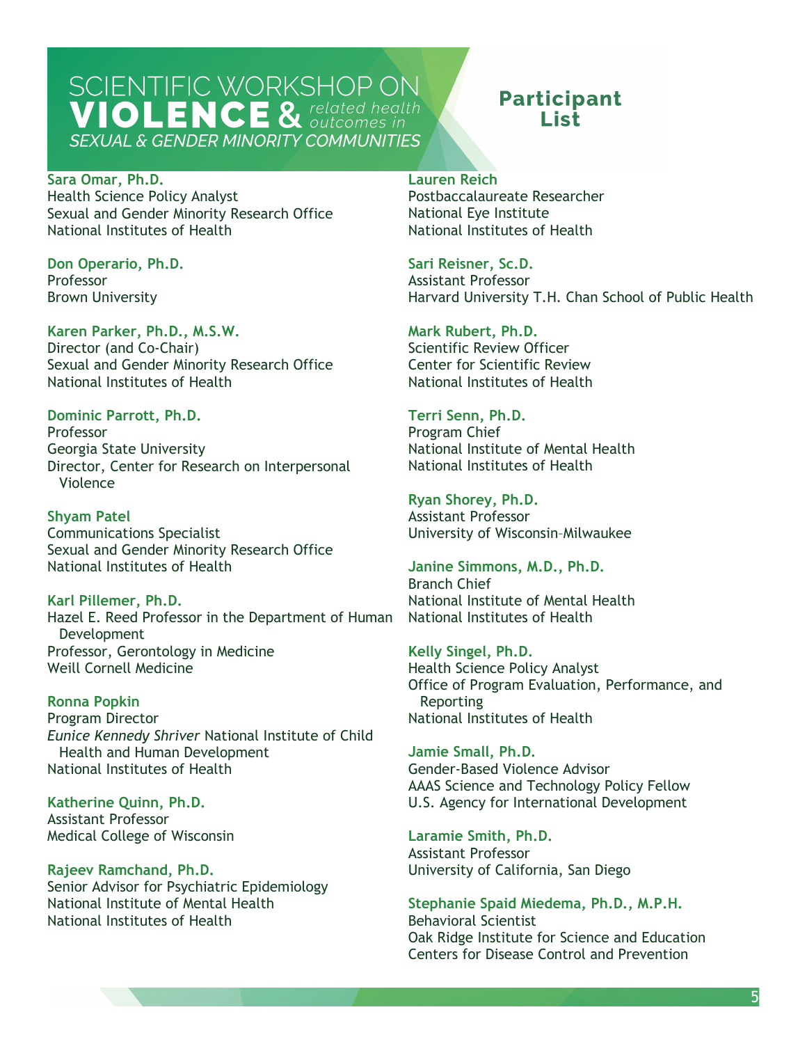# SCIENTIFIC WORKSHOP ON VIOLENCE & *related health outcomes in* *SEXUAL & GENDER MINORITY COMMUNITIES*

## Participant List

**Sara Omar, Ph.D.**
Health Science Policy Analyst
Sexual and Gender Minority Research Office
National Institutes of Health

**Don Operario, Ph.D.**
Professor
Brown University

**Karen Parker, Ph.D., M.S.W.**
Director (and Co-Chair)
Sexual and Gender Minority Research Office
National Institutes of Health

**Dominic Parrott, Ph.D.**
Professor
Georgia State University
Director, Center for Research on Interpersonal Violence

**Shyam Patel**
Communications Specialist
Sexual and Gender Minority Research Office
National Institutes of Health

**Karl Pillemer, Ph.D.**
Hazel E. Reed Professor in the Department of Human Development
Professor, Gerontology in Medicine
Weill Cornell Medicine

**Ronna Popkin**
Program Director
*Eunice Kennedy Shriver* National Institute of Child Health and Human Development
National Institutes of Health

**Katherine Quinn, Ph.D.**
Assistant Professor
Medical College of Wisconsin

**Rajeev Ramchand, Ph.D.**
Senior Advisor for Psychiatric Epidemiology
National Institute of Mental Health
National Institutes of Health

**Lauren Reich**
Postbaccalaureate Researcher
National Eye Institute
National Institutes of Health

**Sari Reisner, Sc.D.**
Assistant Professor
Harvard University T.H. Chan School of Public Health

**Mark Rubert, Ph.D.**
Scientific Review Officer
Center for Scientific Review
National Institutes of Health

**Terri Senn, Ph.D.**
Program Chief
National Institute of Mental Health
National Institutes of Health

**Ryan Shorey, Ph.D.**
Assistant Professor
University of Wisconsin–Milwaukee

**Janine Simmons, M.D., Ph.D.**
Branch Chief
National Institute of Mental Health
National Institutes of Health

**Kelly Singel, Ph.D.**
Health Science Policy Analyst
Office of Program Evaluation, Performance, and Reporting
National Institutes of Health

**Jamie Small, Ph.D.**
Gender-Based Violence Advisor
AAAS Science and Technology Policy Fellow
U.S. Agency for International Development

**Laramie Smith, Ph.D.**
Assistant Professor
University of California, San Diego

**Stephanie Spaid Miedema, Ph.D., M.P.H.**
Behavioral Scientist
Oak Ridge Institute for Science and Education
Centers for Disease Control and Prevention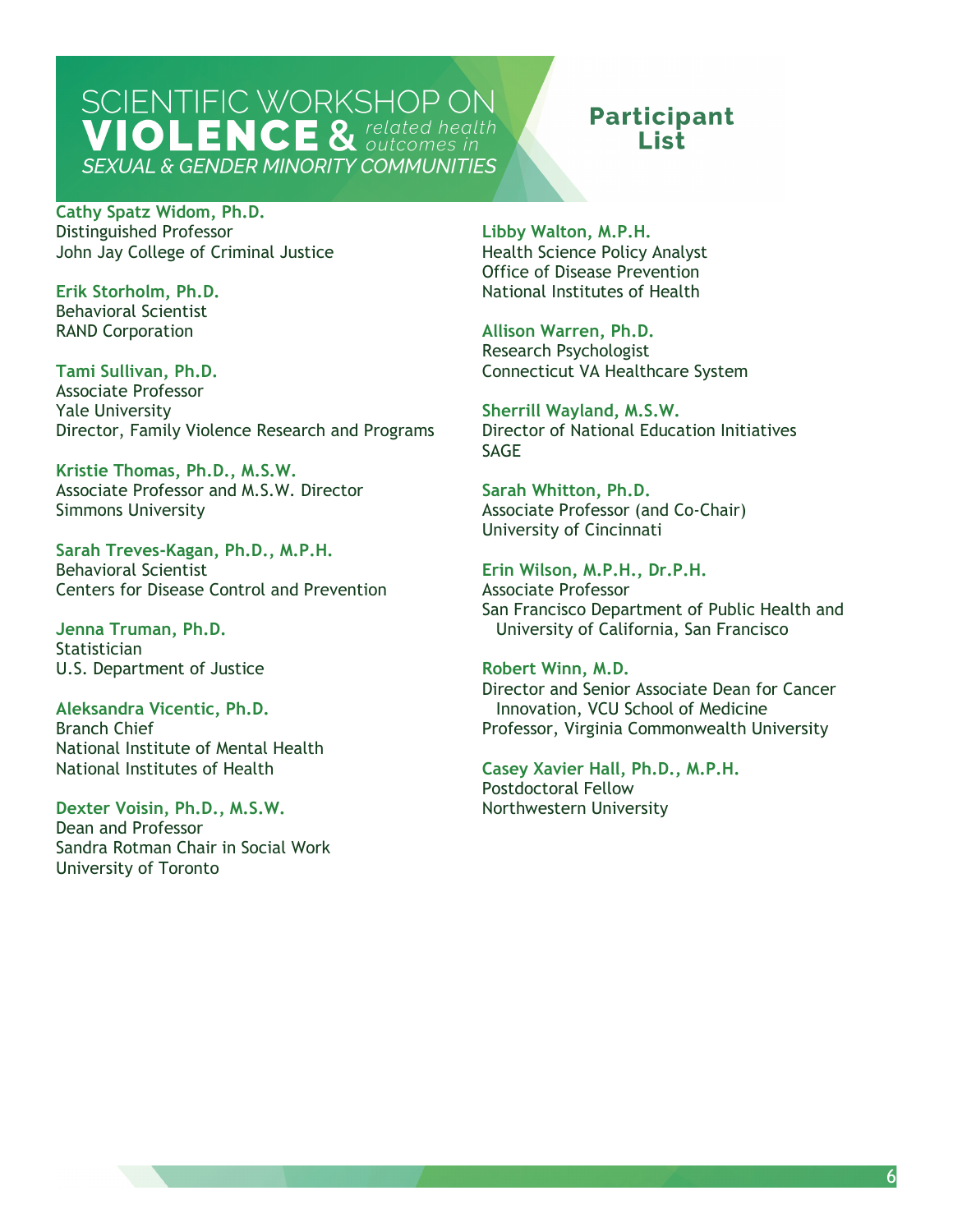# SCIENTIFIC WORKSHOP ON VIOLENCE & *related health outcomes in* *SEXUAL & GENDER MINORITY COMMUNITIES*

## Participant List

**Cathy Spatz Widom, Ph.D.**
Distinguished Professor
John Jay College of Criminal Justice

**Erik Storholm, Ph.D.**
Behavioral Scientist
RAND Corporation

**Tami Sullivan, Ph.D.**
Associate Professor
Yale University
Director, Family Violence Research and Programs

**Kristie Thomas, Ph.D., M.S.W.**
Associate Professor and M.S.W. Director
Simmons University

**Sarah Treves-Kagan, Ph.D., M.P.H.**
Behavioral Scientist
Centers for Disease Control and Prevention

**Jenna Truman, Ph.D.**
Statistician
U.S. Department of Justice

**Aleksandra Vicentic, Ph.D.**
Branch Chief
National Institute of Mental Health
National Institutes of Health

**Dexter Voisin, Ph.D., M.S.W.**
Dean and Professor
Sandra Rotman Chair in Social Work
University of Toronto

**Libby Walton, M.P.H.**
Health Science Policy Analyst
Office of Disease Prevention
National Institutes of Health

**Allison Warren, Ph.D.**
Research Psychologist
Connecticut VA Healthcare System

**Sherrill Wayland, M.S.W.**
Director of National Education Initiatives
SAGE

**Sarah Whitton, Ph.D.**
Associate Professor (and Co-Chair)
University of Cincinnati

**Erin Wilson, M.P.H., Dr.P.H.**
Associate Professor
San Francisco Department of Public Health and University of California, San Francisco

**Robert Winn, M.D.**
Director and Senior Associate Dean for Cancer Innovation, VCU School of Medicine
Professor, Virginia Commonwealth University

**Casey Xavier Hall, Ph.D., M.P.H.**
Postdoctoral Fellow
Northwestern University